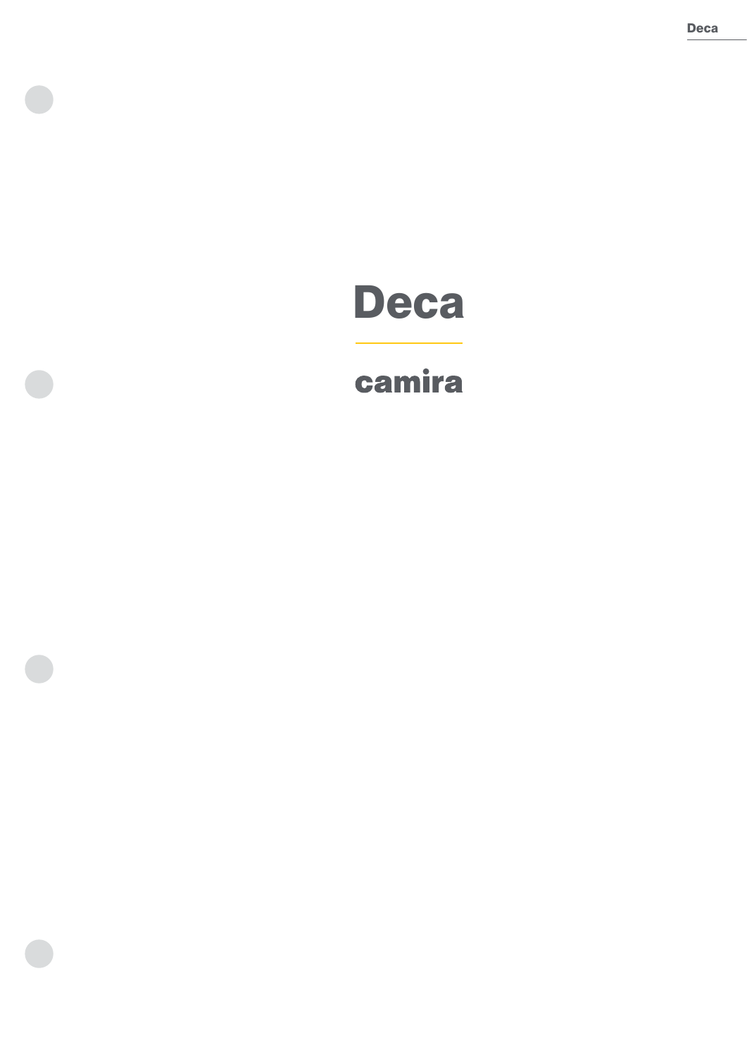# Deca

camira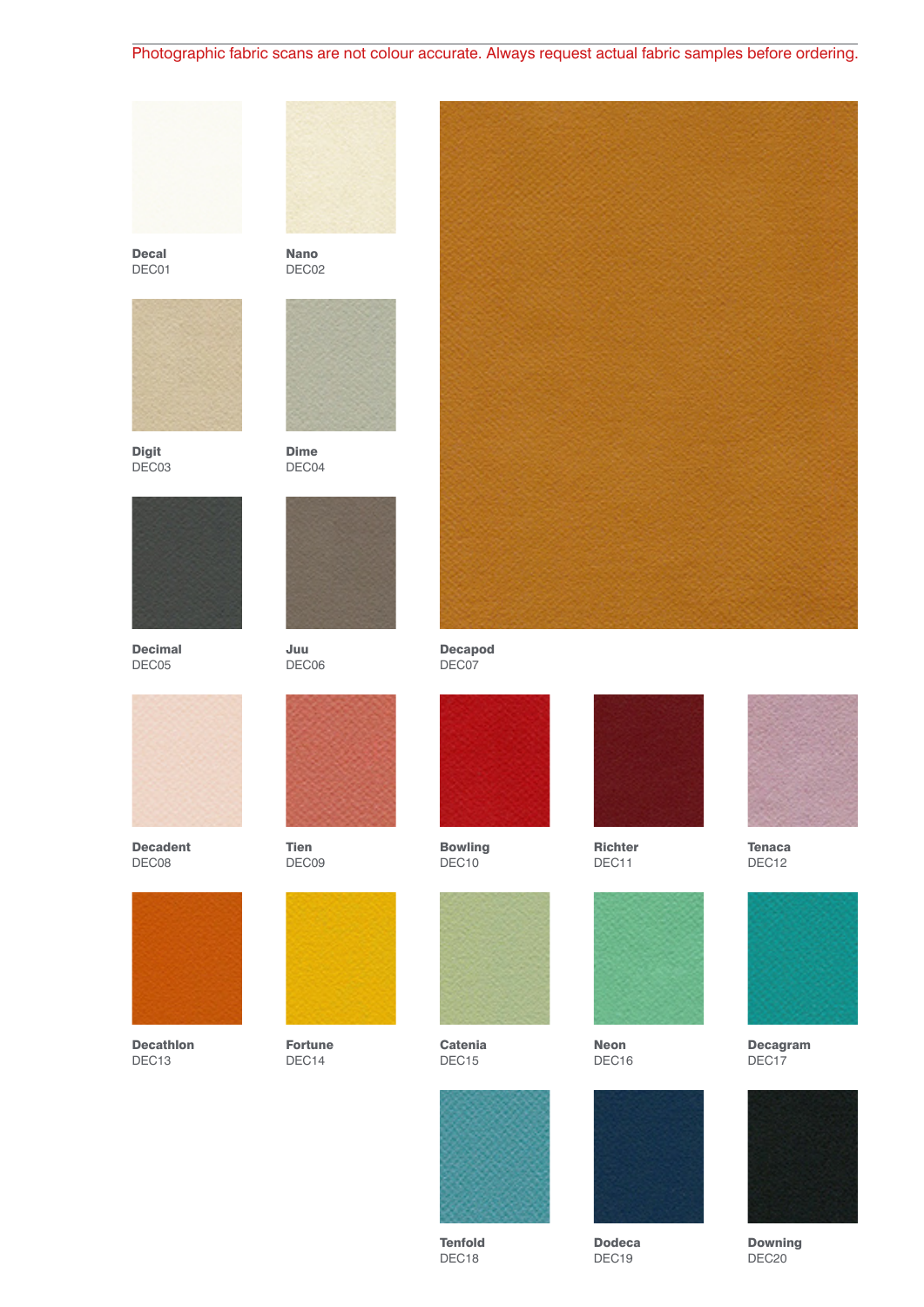Photographic fabric scans are not colour accurate. Always request actual fabric samples before ordering.

**Decal**
DEC01

**Nano**
DEC02

**Digit**
DEC03

**Dime**
DEC04

**Decimal**
DEC05

**Juu**
DEC06

**Decapod**
DEC07

**Decadent**
DEC08

**Tien**
DEC09

**Bowling**
DEC10

**Richter**
DEC11

**Tenaca**
DEC12

**Decathlon**
DEC13

**Fortune**
DEC14

**Catenia**
DEC15

**Neon**
DEC16

**Decagram**
DEC17

**Tenfold**
DEC18

**Dodeca**
DEC19

**Downing**
DEC20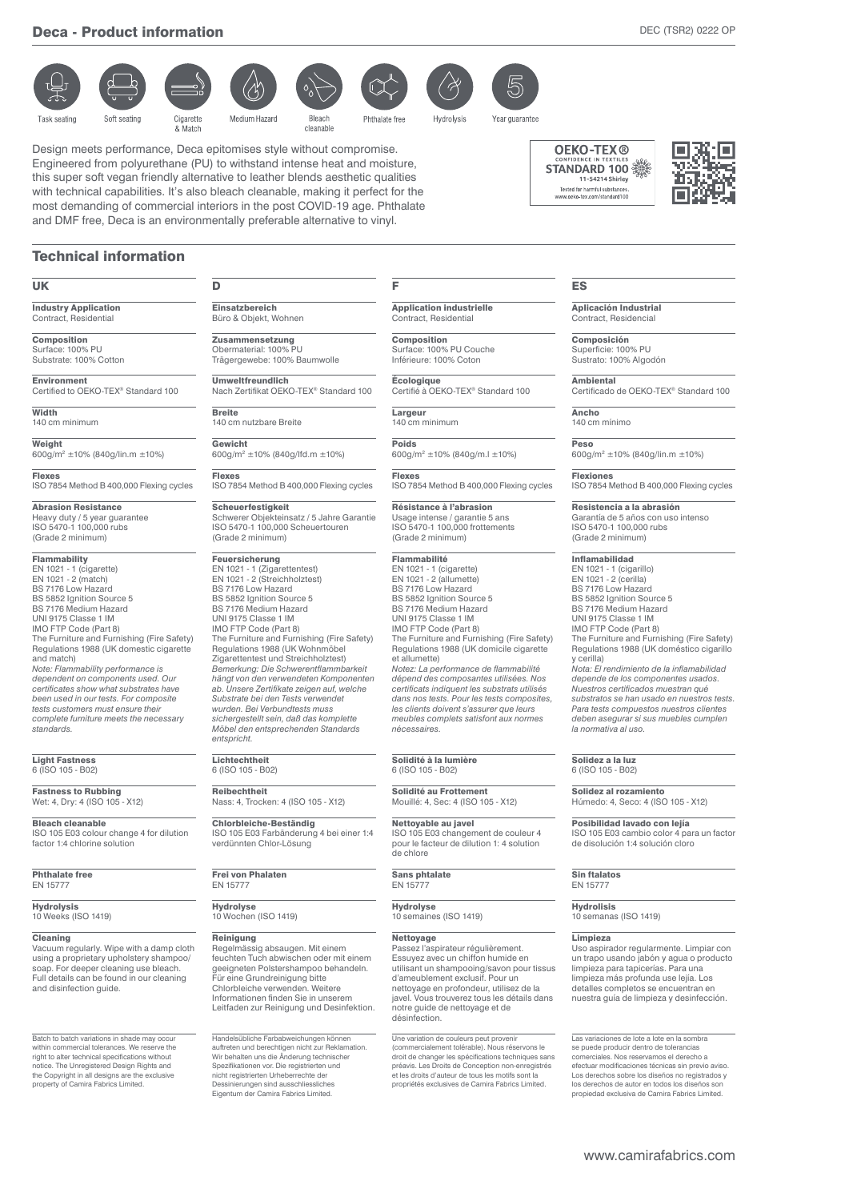# Deca - Product information

DEC (TSR2) 0222 OP

Task seating | Soft seating | Cigarette & Match | Medium Hazard | Bleach cleanable | Phthalate free | Hydrolysis | Year guarantee

Design meets performance, Deca epitomises style without compromise. Engineered from polyurethane (PU) to withstand intense heat and moisture, this super soft vegan friendly alternative to leather blends aesthetic qualities with technical capabilities. It's also bleach cleanable, making it perfect for the most demanding of commercial interiors in the post COVID-19 age. Phthalate and DMF free, Deca is an environmentally preferable alternative to vinyl.

OEKO-TEX® CONFIDENCE IN TEXTILES STANDARD 100 11-54214 Shirley Tested for harmful substances. www.oeko-tex.com/standard100

## Technical information

### UK

**Industry Application**
Contract, Residential

**Composition**
Surface: 100% PU
Substrate: 100% Cotton

**Environment**
Certified to OEKO-TEX® Standard 100

**Width**
140 cm minimum

**Weight**
600g/m² ±10% (840g/lin.m ±10%)

**Flexes**
ISO 7854 Method B 400,000 Flexing cycles

**Abrasion Resistance**
Heavy duty / 5 year guarantee
ISO 5470-1 100,000 rubs
(Grade 2 minimum)

**Flammability**
EN 1021 - 1 (cigarette)
EN 1021 - 2 (match)
BS 7176 Low Hazard
BS 5852 Ignition Source 5
BS 7176 Medium Hazard
UNI 9175 Classe 1 IM
IMO FTP Code (Part 8)
The Furniture and Furnishing (Fire Safety) Regulations 1988 (UK domestic cigarette and match)
*Note: Flammability performance is dependent on components used. Our certificates show what substrates have been used in our tests. For composite tests customers must ensure their complete furniture meets the necessary standards.*

**Light Fastness**
6 (ISO 105 - B02)

**Fastness to Rubbing**
Wet: 4, Dry: 4 (ISO 105 - X12)

**Bleach cleanable**
ISO 105 E03 colour change 4 for dilution factor 1:4 chlorine solution

**Phthalate free**
EN 15777

**Hydrolysis**
10 Weeks (ISO 1419)

**Cleaning**
Vacuum regularly. Wipe with a damp cloth using a proprietary upholstery shampoo/ soap. For deeper cleaning use bleach. Full details can be found in our cleaning and disinfection guide.

Batch to batch variations in shade may occur within commercial tolerances. We reserve the right to alter technical specifications without notice. The Unregistered Design Rights and the Copyright in all designs are the exclusive property of Camira Fabrics Limited.

### D

**Einsatzbereich**
Büro & Objekt, Wohnen

**Zusammensetzung**
Obermaterial: 100% PU
Trägergewebe: 100% Baumwolle

**Umweltfreundlich**
Nach Zertifikat OEKO-TEX® Standard 100

**Breite**
140 cm nutzbare Breite

**Gewicht**
600g/m² ±10% (840g/lfd.m ±10%)

**Flexes**
ISO 7854 Method B 400,000 Flexing cycles

**Scheuerfestigkeit**
Schwerer Objekteinsatz / 5 Jahre Garantie
ISO 5470-1 100,000 Scheuertouren
(Grade 2 minimum)

**Feuersicherung**
EN 1021 - 1 (Zigarettentest)
EN 1021 - 2 (Streichholztest)
BS 7176 Low Hazard
BS 5852 Ignition Source 5
BS 7176 Medium Hazard
UNI 9175 Classe 1 IM
IMO FTP Code (Part 8)
The Furniture and Furnishing (Fire Safety) Regulations 1988 (UK Wohnmöbel Zigarettentest und Streichholztest)
*Bemerkung: Die Schwerentflammbarkeit hängt von den verwendeten Komponenten ab. Unsere Zertifikate zeigen auf, welche Substrate bei den Tests verwendet wurden. Bei Verbundtests muss sichergestellt sein, daß das komplette Möbel den entsprechenden Standards entspricht.*

**Lichtechtheit**
6 (ISO 105 - B02)

**Reibechtheit**
Nass: 4, Trocken: 4 (ISO 105 - X12)

**Chlorbleiche-Beständig**
ISO 105 E03 Farbänderung 4 bei einer 1:4 verdünnten Chlor-Lösung

**Frei von Phalaten**
EN 15777

**Hydrolyse**
10 Wochen (ISO 1419)

**Reinigung**
Regelmässig absaugen. Mit einem feuchten Tuch abwischen oder mit einem geeigneten Polstershampoo behandeln. Für eine Grundreinigung bitte Chlorbleiche verwenden. Weitere Informationen finden Sie in unserem Leitfaden zur Reinigung und Desinfektion.

Handelsübliche Farbabweichungen können auftreten und berechtigen nicht zur Reklamation. Wir behalten uns die Änderung technischer Spezifikationen vor. Die registrierten und nicht registrierten Urheberrechte der Dessinierungen sind ausschliessliches Eigentum der Camira Fabrics Limited.

### F

**Application industrielle**
Contract, Residential

**Composition**
Surface: 100% PU Couche
Inférieure: 100% Coton

**Écologique**
Certifié à OEKO-TEX® Standard 100

**Largeur**
140 cm minimum

**Poids**
600g/m² ±10% (840g/m.l ±10%)

**Flexes**
ISO 7854 Method B 400,000 Flexing cycles

**Résistance à l'abrasion**
Usage intense / garantie 5 ans
ISO 5470-1 100,000 frottements
(Grade 2 minimum)

**Flammabilité**
EN 1021 - 1 (cigarette)
EN 1021 - 2 (allumette)
BS 7176 Low Hazard
BS 5852 Ignition Source 5
BS 7176 Medium Hazard
UNI 9175 Classe 1 IM
IMO FTP Code (Part 8)
The Furniture and Furnishing (Fire Safety) Regulations 1988 (UK domicile cigarette et allumette)
*Notez: La performance de flammabilité dépend des composantes utilisées. Nos certificats indiquent les substrats utilisés dans nos tests. Pour les tests composites, les clients doivent s'assurer que leurs meubles complets satisfont aux normes nécessaires.*

**Solidité à la lumière**
6 (ISO 105 - B02)

**Solidité au Frottement**
Mouillé: 4, Sec: 4 (ISO 105 - X12)

**Nettoyable au javel**
ISO 105 E03 changement de couleur 4 pour le facteur de dilution 1: 4 solution de chlore

**Sans phtalate**
EN 15777

**Hydrolyse**
10 semaines (ISO 1419)

**Nettoyage**
Passez l'aspirateur régulièrement. Essuyez avec un chiffon humide en utilisant un shampooing/savon pour tissus d'ameublement exclusif. Pour un nettoyage en profondeur, utilisez de la javel. Vous trouverez tous les détails dans notre guide de nettoyage et de désinfection.

Une variation de couleurs peut provenir (commercialement tolérable). Nous réservons le droit de changer les spécifications techniques sans préavis. Les Droits de Conception non-enregistrés et les droits d'auteur de tous les motifs sont la propriétés exclusives de Camira Fabrics Limited.

### ES

**Aplicación Industrial**
Contract, Residencial

**Composición**
Superficie: 100% PU
Sustrato: 100% Algodón

**Ambiental**
Certificado de OEKO-TEX® Standard 100

**Ancho**
140 cm mínimo

**Peso**
600g/m² ±10% (840g/lin.m ±10%)

**Flexiones**
ISO 7854 Method B 400,000 Flexing cycles

**Resistencia a la abrasión**
Garantía de 5 años con uso intenso
ISO 5470-1 100,000 rubs
(Grade 2 minimum)

**Inflamabilidad**
EN 1021 - 1 (cigarillo)
EN 1021 - 2 (cerilla)
BS 7176 Low Hazard
BS 5852 Ignition Source 5
BS 7176 Medium Hazard
UNI 9175 Classe 1 IM
IMO FTP Code (Part 8)
The Furniture and Furnishing (Fire Safety) Regulations 1988 (UK doméstico cigarillo y cerilla)
*Nota: El rendimiento de la inflamabilidad depende de los componentes usados. Nuestros certificados muestran qué substratos se han usado en nuestros tests. Para tests compuestos nuestros clientes deben asegurar si sus muebles cumplen la normativa al uso.*

**Solidez a la luz**
6 (ISO 105 - B02)

**Solidez al rozamiento**
Húmedo: 4, Seco: 4 (ISO 105 - X12)

**Posibilidad lavado con lejía**
ISO 105 E03 cambio color 4 para un factor de disolución 1:4 solución cloro

**Sin ftalatos**
EN 15777

**Hydrolisis**
10 semanas (ISO 1419)

**Limpieza**
Uso aspirador regularmente. Limpiar con un trapo usando jabón y agua o producto limpieza para tapicerías. Para una limpieza más profunda use lejía. Los detalles completos se encuentran en nuestra guía de limpieza y desinfección.

Las variaciones de lote a lote en la sombra se puede producir dentro de tolerancias comerciales. Nos reservamos el derecho a efectuar modificaciones técnicas sin previo aviso. Los derechos sobre los diseños no registrados y los derechos de autor en todos los diseños son propiedad exclusiva de Camira Fabrics Limited.

www.camirafabrics.com